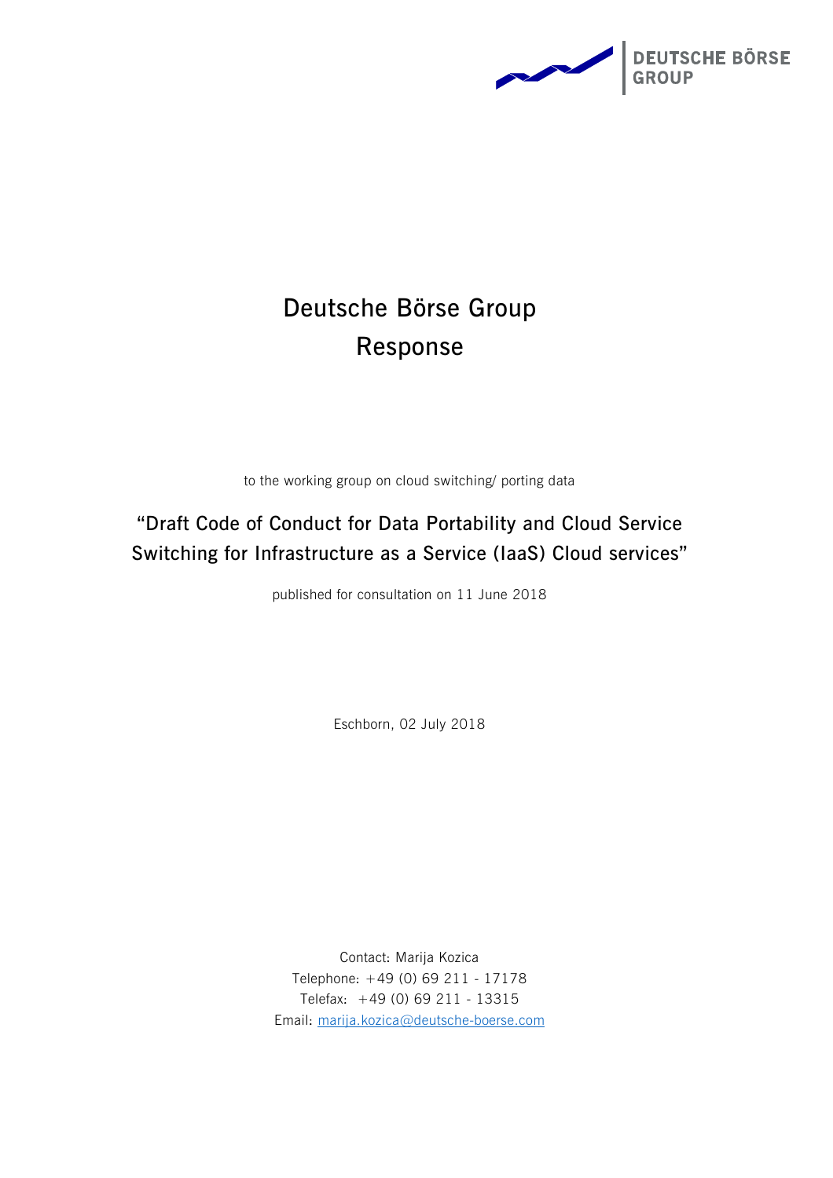# Deutsche Börse Group Response

to the working group on cloud switching/ porting data

## "Draft Code of Conduct for Data Portability and Cloud Service Switching for Infrastructure as a Service (IaaS) Cloud services"

published for consultation on 11 June 2018

Eschborn, 02 July 2018

Contact: Marija Kozica
Telephone: +49 (0) 69 211 - 17178
Telefax: +49 (0) 69 211 - 13315
Email: marija.kozica@deutsche-boerse.com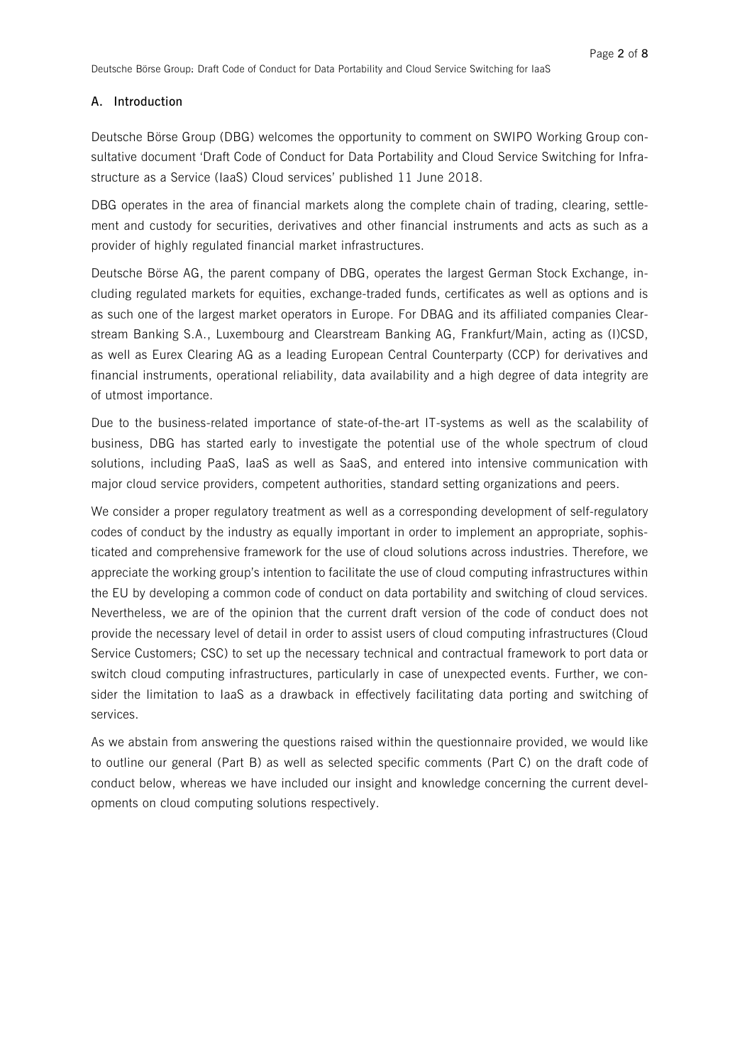## A. Introduction

Deutsche Börse Group (DBG) welcomes the opportunity to comment on SWIPO Working Group consultative document 'Draft Code of Conduct for Data Portability and Cloud Service Switching for Infrastructure as a Service (IaaS) Cloud services' published 11 June 2018.

DBG operates in the area of financial markets along the complete chain of trading, clearing, settlement and custody for securities, derivatives and other financial instruments and acts as such as a provider of highly regulated financial market infrastructures.

Deutsche Börse AG, the parent company of DBG, operates the largest German Stock Exchange, including regulated markets for equities, exchange-traded funds, certificates as well as options and is as such one of the largest market operators in Europe. For DBAG and its affiliated companies Clearstream Banking S.A., Luxembourg and Clearstream Banking AG, Frankfurt/Main, acting as (I)CSD, as well as Eurex Clearing AG as a leading European Central Counterparty (CCP) for derivatives and financial instruments, operational reliability, data availability and a high degree of data integrity are of utmost importance.

Due to the business-related importance of state-of-the-art IT-systems as well as the scalability of business, DBG has started early to investigate the potential use of the whole spectrum of cloud solutions, including PaaS, IaaS as well as SaaS, and entered into intensive communication with major cloud service providers, competent authorities, standard setting organizations and peers.

We consider a proper regulatory treatment as well as a corresponding development of self-regulatory codes of conduct by the industry as equally important in order to implement an appropriate, sophisticated and comprehensive framework for the use of cloud solutions across industries. Therefore, we appreciate the working group's intention to facilitate the use of cloud computing infrastructures within the EU by developing a common code of conduct on data portability and switching of cloud services. Nevertheless, we are of the opinion that the current draft version of the code of conduct does not provide the necessary level of detail in order to assist users of cloud computing infrastructures (Cloud Service Customers; CSC) to set up the necessary technical and contractual framework to port data or switch cloud computing infrastructures, particularly in case of unexpected events. Further, we consider the limitation to IaaS as a drawback in effectively facilitating data porting and switching of services.

As we abstain from answering the questions raised within the questionnaire provided, we would like to outline our general (Part B) as well as selected specific comments (Part C) on the draft code of conduct below, whereas we have included our insight and knowledge concerning the current developments on cloud computing solutions respectively.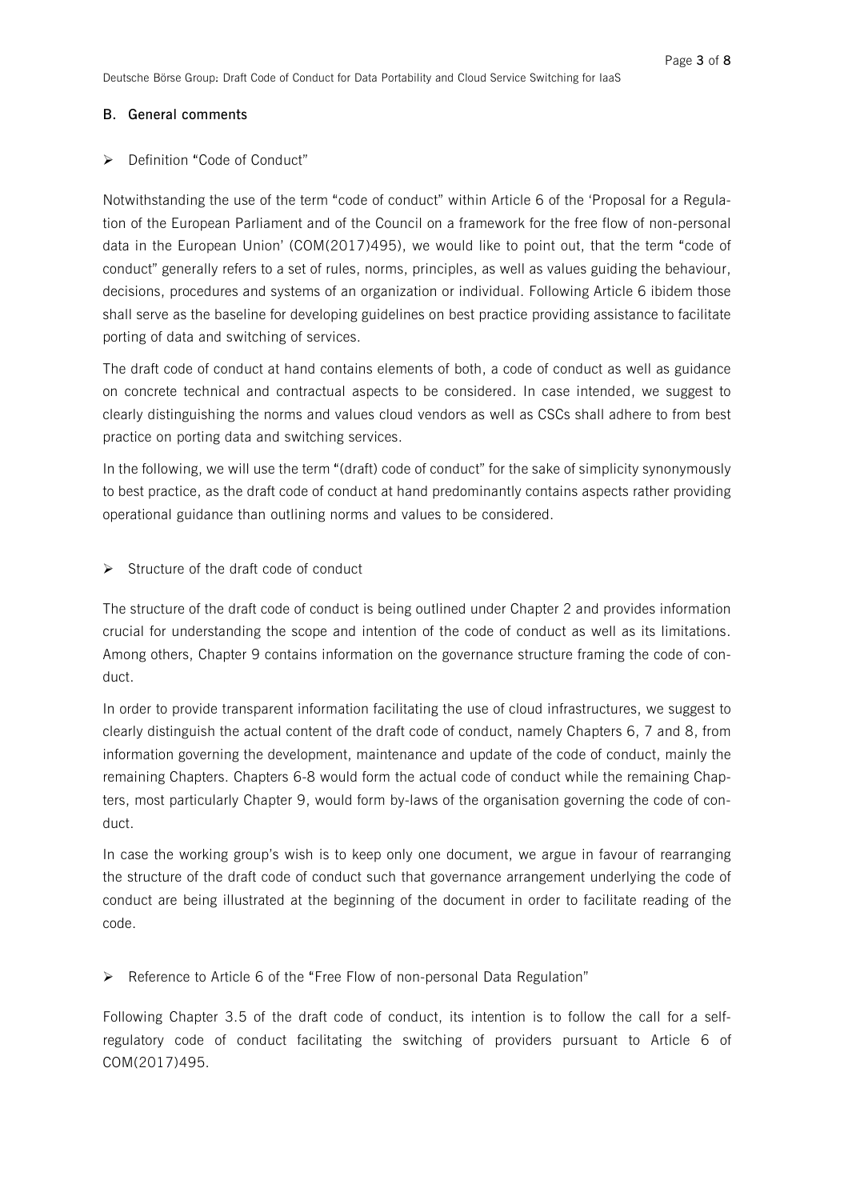## B. General comments

- Definition "Code of Conduct"

Notwithstanding the use of the term "code of conduct" within Article 6 of the 'Proposal for a Regulation of the European Parliament and of the Council on a framework for the free flow of non-personal data in the European Union' (COM(2017)495), we would like to point out, that the term "code of conduct" generally refers to a set of rules, norms, principles, as well as values guiding the behaviour, decisions, procedures and systems of an organization or individual. Following Article 6 ibidem those shall serve as the baseline for developing guidelines on best practice providing assistance to facilitate porting of data and switching of services.

The draft code of conduct at hand contains elements of both, a code of conduct as well as guidance on concrete technical and contractual aspects to be considered. In case intended, we suggest to clearly distinguishing the norms and values cloud vendors as well as CSCs shall adhere to from best practice on porting data and switching services.

In the following, we will use the term "(draft) code of conduct" for the sake of simplicity synonymously to best practice, as the draft code of conduct at hand predominantly contains aspects rather providing operational guidance than outlining norms and values to be considered.

- Structure of the draft code of conduct

The structure of the draft code of conduct is being outlined under Chapter 2 and provides information crucial for understanding the scope and intention of the code of conduct as well as its limitations. Among others, Chapter 9 contains information on the governance structure framing the code of conduct.

In order to provide transparent information facilitating the use of cloud infrastructures, we suggest to clearly distinguish the actual content of the draft code of conduct, namely Chapters 6, 7 and 8, from information governing the development, maintenance and update of the code of conduct, mainly the remaining Chapters. Chapters 6-8 would form the actual code of conduct while the remaining Chapters, most particularly Chapter 9, would form by-laws of the organisation governing the code of conduct.

In case the working group's wish is to keep only one document, we argue in favour of rearranging the structure of the draft code of conduct such that governance arrangement underlying the code of conduct are being illustrated at the beginning of the document in order to facilitate reading of the code.

- Reference to Article 6 of the "Free Flow of non-personal Data Regulation"

Following Chapter 3.5 of the draft code of conduct, its intention is to follow the call for a self-regulatory code of conduct facilitating the switching of providers pursuant to Article 6 of COM(2017)495.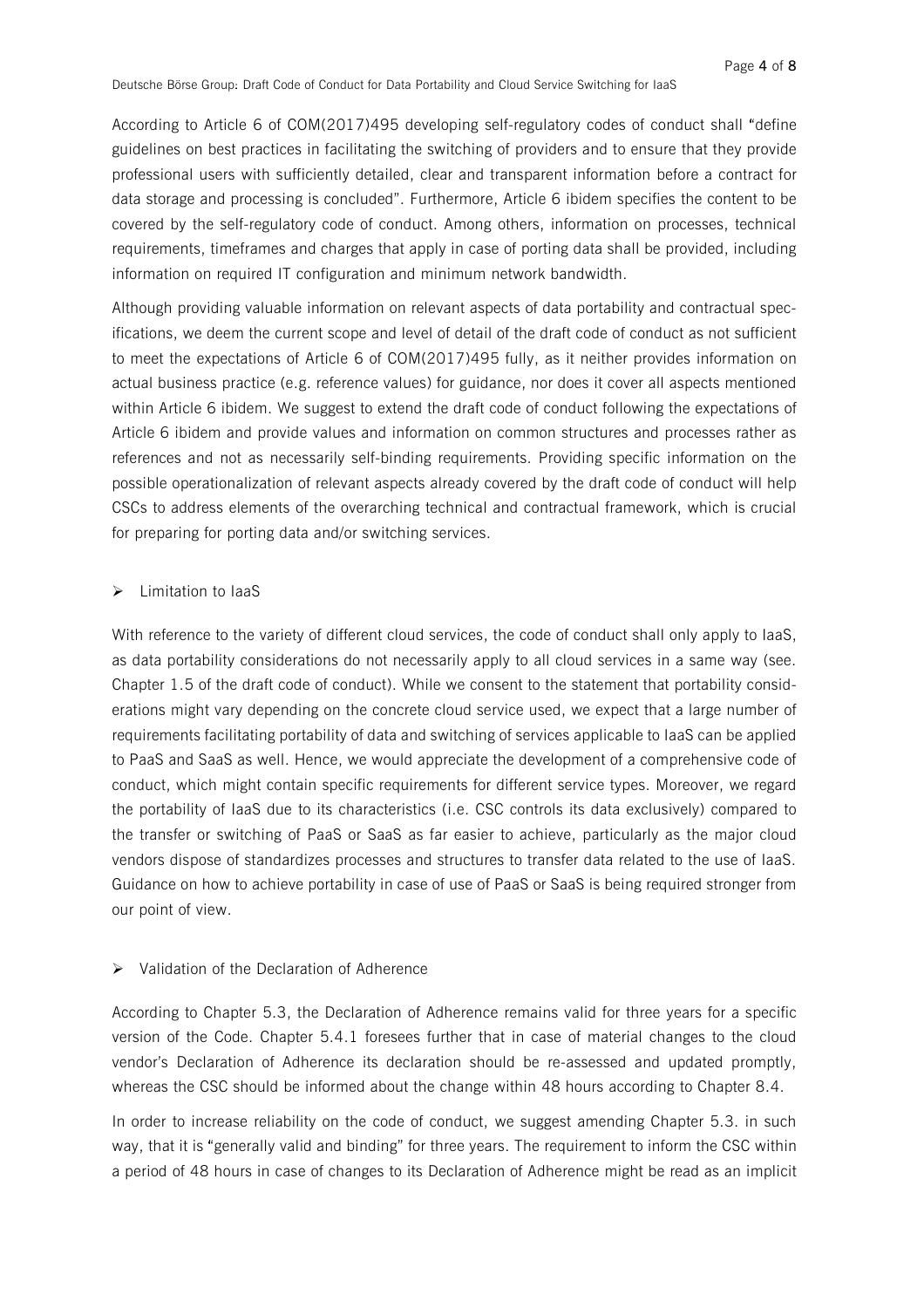According to Article 6 of COM(2017)495 developing self-regulatory codes of conduct shall "define guidelines on best practices in facilitating the switching of providers and to ensure that they provide professional users with sufficiently detailed, clear and transparent information before a contract for data storage and processing is concluded". Furthermore, Article 6 ibidem specifies the content to be covered by the self-regulatory code of conduct. Among others, information on processes, technical requirements, timeframes and charges that apply in case of porting data shall be provided, including information on required IT configuration and minimum network bandwidth.

Although providing valuable information on relevant aspects of data portability and contractual specifications, we deem the current scope and level of detail of the draft code of conduct as not sufficient to meet the expectations of Article 6 of COM(2017)495 fully, as it neither provides information on actual business practice (e.g. reference values) for guidance, nor does it cover all aspects mentioned within Article 6 ibidem. We suggest to extend the draft code of conduct following the expectations of Article 6 ibidem and provide values and information on common structures and processes rather as references and not as necessarily self-binding requirements. Providing specific information on the possible operationalization of relevant aspects already covered by the draft code of conduct will help CSCs to address elements of the overarching technical and contractual framework, which is crucial for preparing for porting data and/or switching services.

- Limitation to IaaS

With reference to the variety of different cloud services, the code of conduct shall only apply to IaaS, as data portability considerations do not necessarily apply to all cloud services in a same way (see. Chapter 1.5 of the draft code of conduct). While we consent to the statement that portability considerations might vary depending on the concrete cloud service used, we expect that a large number of requirements facilitating portability of data and switching of services applicable to IaaS can be applied to PaaS and SaaS as well. Hence, we would appreciate the development of a comprehensive code of conduct, which might contain specific requirements for different service types. Moreover, we regard the portability of IaaS due to its characteristics (i.e. CSC controls its data exclusively) compared to the transfer or switching of PaaS or SaaS as far easier to achieve, particularly as the major cloud vendors dispose of standardizes processes and structures to transfer data related to the use of IaaS. Guidance on how to achieve portability in case of use of PaaS or SaaS is being required stronger from our point of view.

- Validation of the Declaration of Adherence

According to Chapter 5.3, the Declaration of Adherence remains valid for three years for a specific version of the Code. Chapter 5.4.1 foresees further that in case of material changes to the cloud vendor's Declaration of Adherence its declaration should be re-assessed and updated promptly, whereas the CSC should be informed about the change within 48 hours according to Chapter 8.4.

In order to increase reliability on the code of conduct, we suggest amending Chapter 5.3. in such way, that it is "generally valid and binding" for three years. The requirement to inform the CSC within a period of 48 hours in case of changes to its Declaration of Adherence might be read as an implicit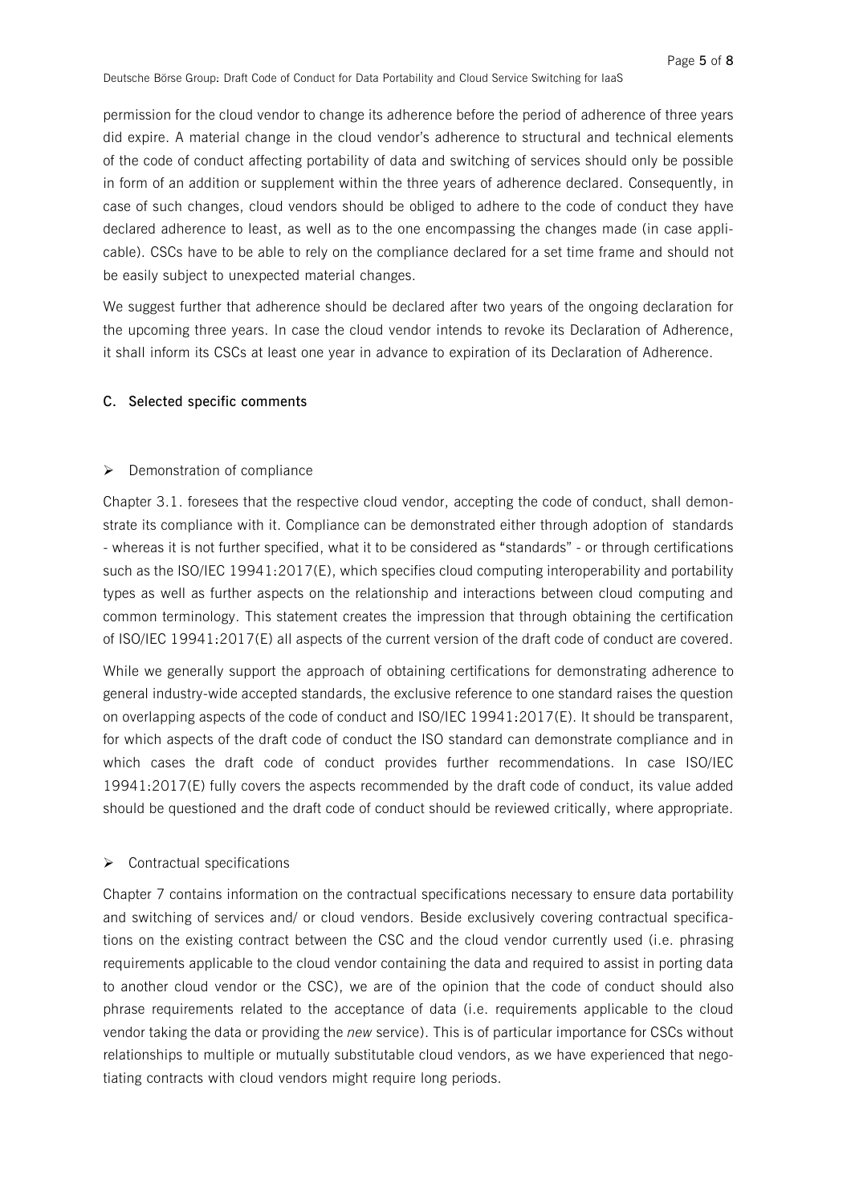permission for the cloud vendor to change its adherence before the period of adherence of three years did expire. A material change in the cloud vendor's adherence to structural and technical elements of the code of conduct affecting portability of data and switching of services should only be possible in form of an addition or supplement within the three years of adherence declared. Consequently, in case of such changes, cloud vendors should be obliged to adhere to the code of conduct they have declared adherence to least, as well as to the one encompassing the changes made (in case applicable). CSCs have to be able to rely on the compliance declared for a set time frame and should not be easily subject to unexpected material changes.

We suggest further that adherence should be declared after two years of the ongoing declaration for the upcoming three years. In case the cloud vendor intends to revoke its Declaration of Adherence, it shall inform its CSCs at least one year in advance to expiration of its Declaration of Adherence.

## C. Selected specific comments

### ➢ Demonstration of compliance

Chapter 3.1. foresees that the respective cloud vendor, accepting the code of conduct, shall demonstrate its compliance with it. Compliance can be demonstrated either through adoption of standards - whereas it is not further specified, what it to be considered as "standards" - or through certifications such as the ISO/IEC 19941:2017(E), which specifies cloud computing interoperability and portability types as well as further aspects on the relationship and interactions between cloud computing and common terminology. This statement creates the impression that through obtaining the certification of ISO/IEC 19941:2017(E) all aspects of the current version of the draft code of conduct are covered.

While we generally support the approach of obtaining certifications for demonstrating adherence to general industry-wide accepted standards, the exclusive reference to one standard raises the question on overlapping aspects of the code of conduct and ISO/IEC 19941:2017(E). It should be transparent, for which aspects of the draft code of conduct the ISO standard can demonstrate compliance and in which cases the draft code of conduct provides further recommendations. In case ISO/IEC 19941:2017(E) fully covers the aspects recommended by the draft code of conduct, its value added should be questioned and the draft code of conduct should be reviewed critically, where appropriate.

### ➢ Contractual specifications

Chapter 7 contains information on the contractual specifications necessary to ensure data portability and switching of services and/ or cloud vendors. Beside exclusively covering contractual specifications on the existing contract between the CSC and the cloud vendor currently used (i.e. phrasing requirements applicable to the cloud vendor containing the data and required to assist in porting data to another cloud vendor or the CSC), we are of the opinion that the code of conduct should also phrase requirements related to the acceptance of data (i.e. requirements applicable to the cloud vendor taking the data or providing the *new* service). This is of particular importance for CSCs without relationships to multiple or mutually substitutable cloud vendors, as we have experienced that negotiating contracts with cloud vendors might require long periods.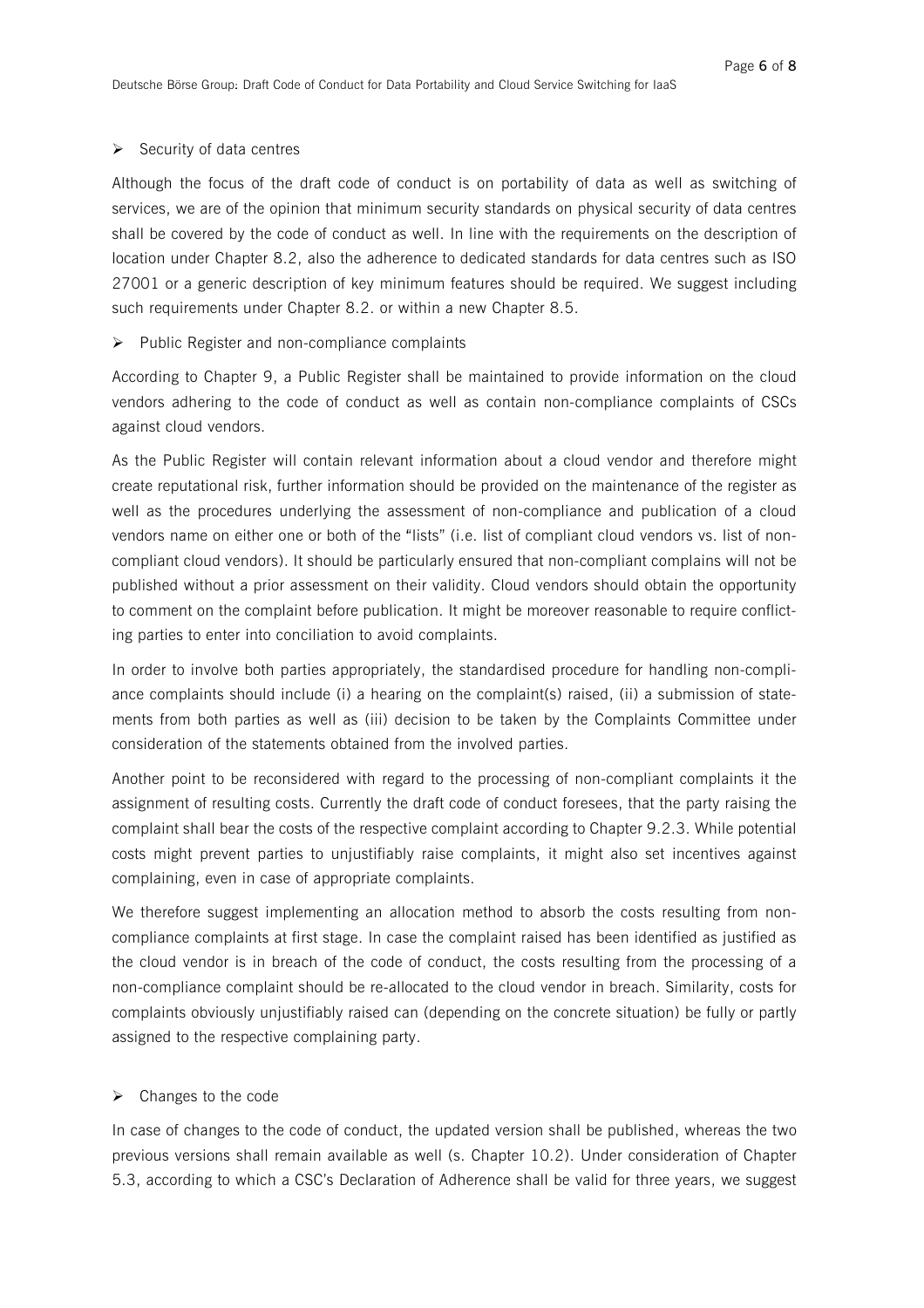- Security of data centres

Although the focus of the draft code of conduct is on portability of data as well as switching of services, we are of the opinion that minimum security standards on physical security of data centres shall be covered by the code of conduct as well. In line with the requirements on the description of location under Chapter 8.2, also the adherence to dedicated standards for data centres such as ISO 27001 or a generic description of key minimum features should be required. We suggest including such requirements under Chapter 8.2. or within a new Chapter 8.5.

- Public Register and non-compliance complaints

According to Chapter 9, a Public Register shall be maintained to provide information on the cloud vendors adhering to the code of conduct as well as contain non-compliance complaints of CSCs against cloud vendors.

As the Public Register will contain relevant information about a cloud vendor and therefore might create reputational risk, further information should be provided on the maintenance of the register as well as the procedures underlying the assessment of non-compliance and publication of a cloud vendors name on either one or both of the "lists" (i.e. list of compliant cloud vendors vs. list of non-compliant cloud vendors). It should be particularly ensured that non-compliant complains will not be published without a prior assessment on their validity. Cloud vendors should obtain the opportunity to comment on the complaint before publication. It might be moreover reasonable to require conflicting parties to enter into conciliation to avoid complaints.

In order to involve both parties appropriately, the standardised procedure for handling non-compliance complaints should include (i) a hearing on the complaint(s) raised, (ii) a submission of statements from both parties as well as (iii) decision to be taken by the Complaints Committee under consideration of the statements obtained from the involved parties.

Another point to be reconsidered with regard to the processing of non-compliant complaints it the assignment of resulting costs. Currently the draft code of conduct foresees, that the party raising the complaint shall bear the costs of the respective complaint according to Chapter 9.2.3. While potential costs might prevent parties to unjustifiably raise complaints, it might also set incentives against complaining, even in case of appropriate complaints.

We therefore suggest implementing an allocation method to absorb the costs resulting from non-compliance complaints at first stage. In case the complaint raised has been identified as justified as the cloud vendor is in breach of the code of conduct, the costs resulting from the processing of a non-compliance complaint should be re-allocated to the cloud vendor in breach. Similarity, costs for complaints obviously unjustifiably raised can (depending on the concrete situation) be fully or partly assigned to the respective complaining party.

- Changes to the code

In case of changes to the code of conduct, the updated version shall be published, whereas the two previous versions shall remain available as well (s. Chapter 10.2). Under consideration of Chapter 5.3, according to which a CSC's Declaration of Adherence shall be valid for three years, we suggest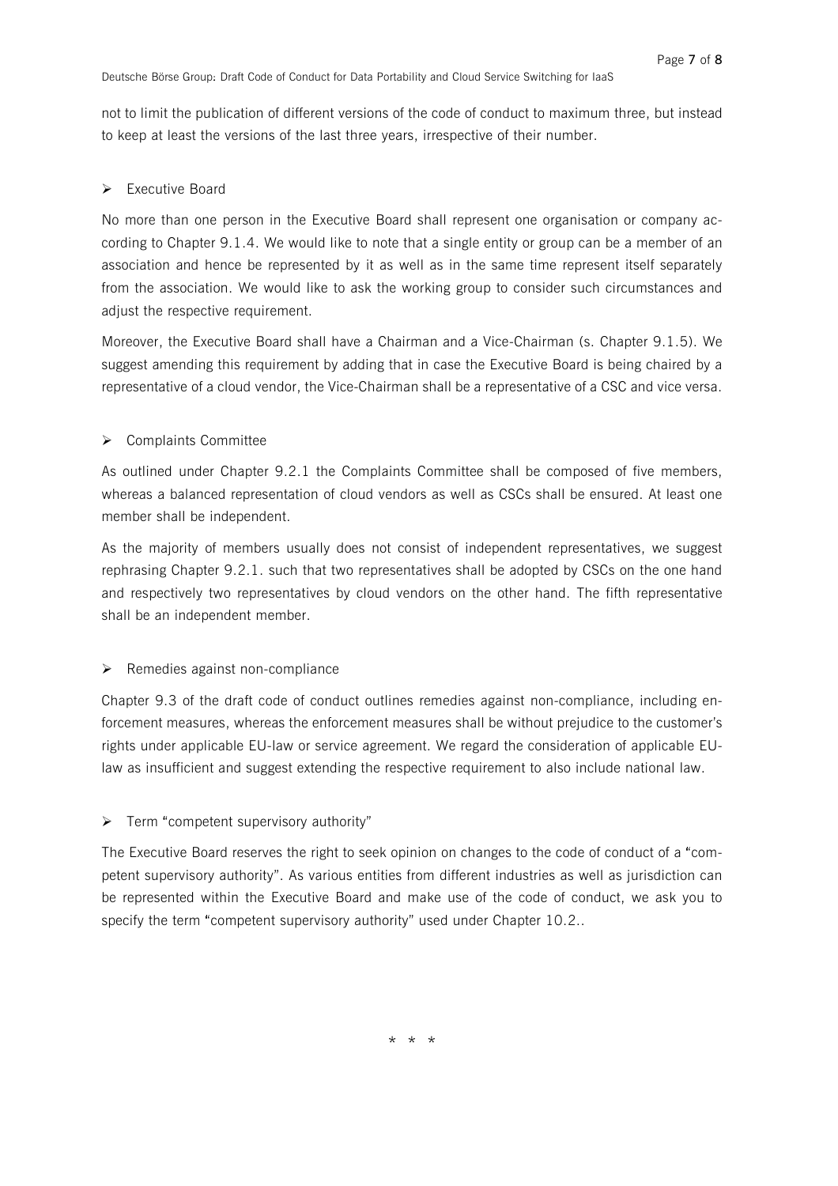not to limit the publication of different versions of the code of conduct to maximum three, but instead to keep at least the versions of the last three years, irrespective of their number.

- Executive Board

No more than one person in the Executive Board shall represent one organisation or company according to Chapter 9.1.4. We would like to note that a single entity or group can be a member of an association and hence be represented by it as well as in the same time represent itself separately from the association. We would like to ask the working group to consider such circumstances and adjust the respective requirement.

Moreover, the Executive Board shall have a Chairman and a Vice-Chairman (s. Chapter 9.1.5). We suggest amending this requirement by adding that in case the Executive Board is being chaired by a representative of a cloud vendor, the Vice-Chairman shall be a representative of a CSC and vice versa.

- Complaints Committee

As outlined under Chapter 9.2.1 the Complaints Committee shall be composed of five members, whereas a balanced representation of cloud vendors as well as CSCs shall be ensured. At least one member shall be independent.

As the majority of members usually does not consist of independent representatives, we suggest rephrasing Chapter 9.2.1. such that two representatives shall be adopted by CSCs on the one hand and respectively two representatives by cloud vendors on the other hand. The fifth representative shall be an independent member.

- Remedies against non-compliance

Chapter 9.3 of the draft code of conduct outlines remedies against non-compliance, including enforcement measures, whereas the enforcement measures shall be without prejudice to the customer's rights under applicable EU-law or service agreement. We regard the consideration of applicable EU-law as insufficient and suggest extending the respective requirement to also include national law.

- Term "competent supervisory authority"

The Executive Board reserves the right to seek opinion on changes to the code of conduct of a "competent supervisory authority". As various entities from different industries as well as jurisdiction can be represented within the Executive Board and make use of the code of conduct, we ask you to specify the term "competent supervisory authority" used under Chapter 10.2..

\* \* \*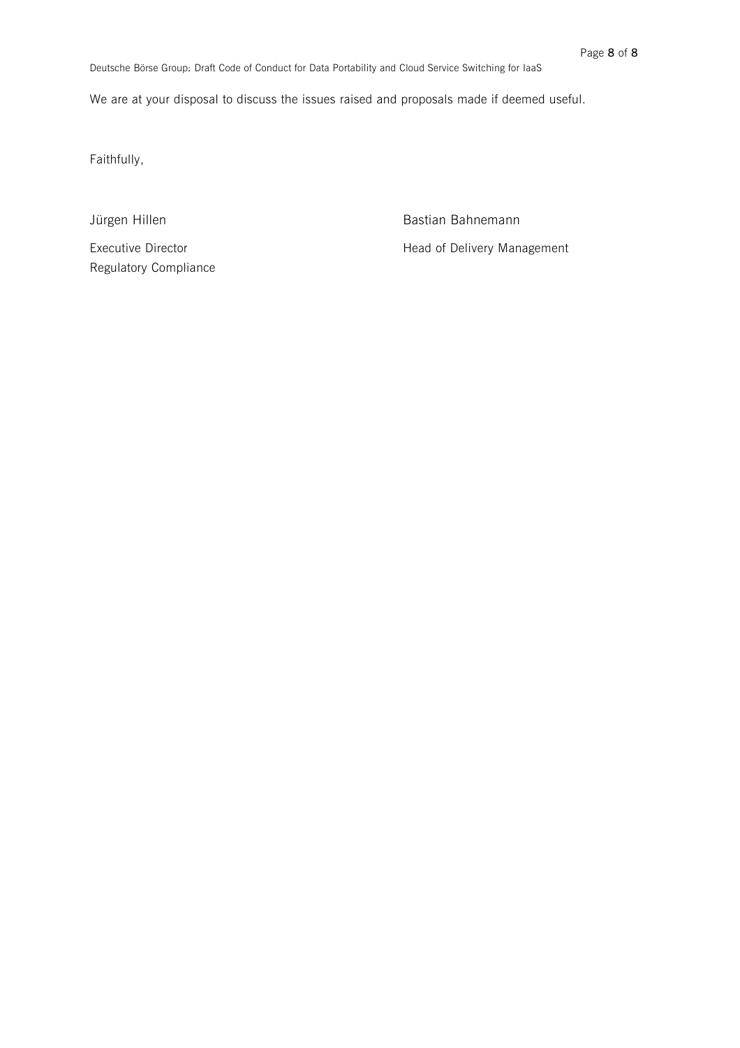We are at your disposal to discuss the issues raised and proposals made if deemed useful.

Faithfully,

Jürgen Hillen

Executive Director
Regulatory Compliance

Bastian Bahnemann

Head of Delivery Management